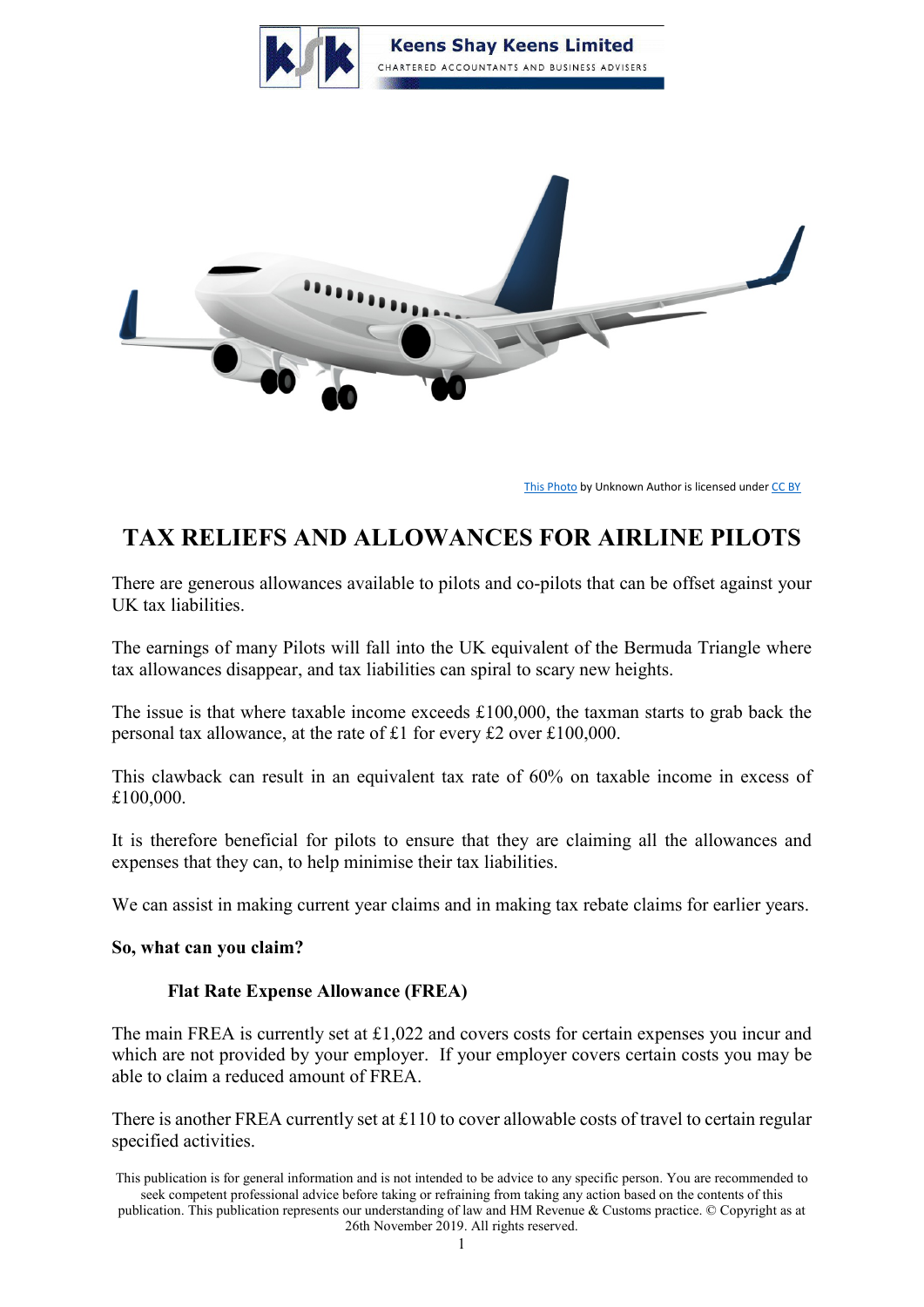Keens Shay Keens Limited

CHARTERED ACCOUNTANTS AND BUSINESS ADVISERS

This Photo by Unknown Author is licensed under CC BY

# TAX RELIEFS AND ALLOWANCES FOR AIRLINE PILOTS

There are generous allowances available to pilots and co-pilots that can be offset against your UK tax liabilities.

The earnings of many Pilots will fall into the UK equivalent of the Bermuda Triangle where tax allowances disappear, and tax liabilities can spiral to scary new heights.

The issue is that where taxable income exceeds £100,000, the taxman starts to grab back the personal tax allowance, at the rate of £1 for every £2 over £100,000.

This clawback can result in an equivalent tax rate of 60% on taxable income in excess of £100,000.

It is therefore beneficial for pilots to ensure that they are claiming all the allowances and expenses that they can, to help minimise their tax liabilities.

We can assist in making current year claims and in making tax rebate claims for earlier years.

**So, what can you claim?**

**Flat Rate Expense Allowance (FREA)**

The main FREA is currently set at £1,022 and covers costs for certain expenses you incur and which are not provided by your employer. If your employer covers certain costs you may be able to claim a reduced amount of FREA.

There is another FREA currently set at £110 to cover allowable costs of travel to certain regular specified activities.

This publication is for general information and is not intended to be advice to any specific person. You are recommended to seek competent professional advice before taking or refraining from taking any action based on the contents of this publication. This publication represents our understanding of law and HM Revenue & Customs practice. © Copyright as at 26th November 2019. All rights reserved.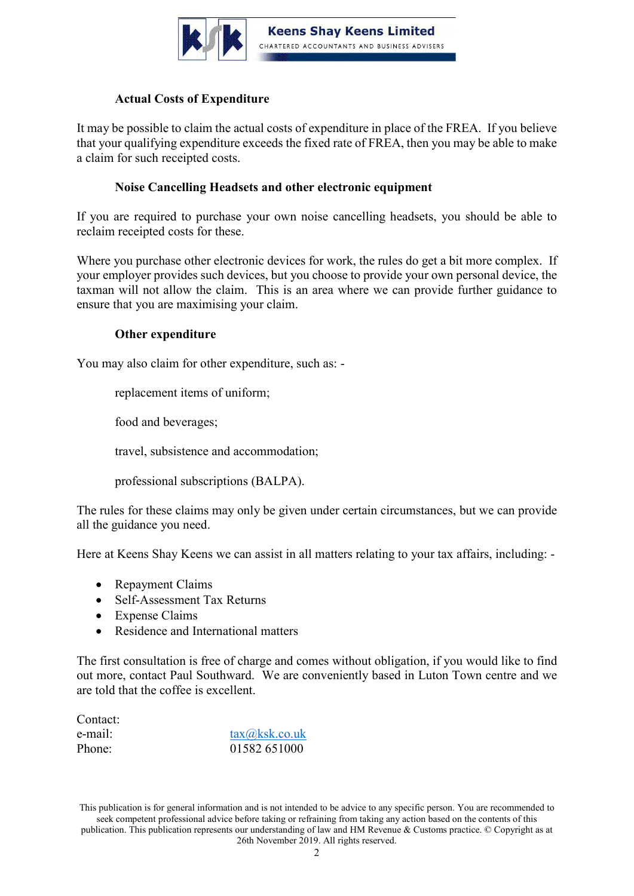### Actual Costs of Expenditure

It may be possible to claim the actual costs of expenditure in place of the FREA. If you believe that your qualifying expenditure exceeds the fixed rate of FREA, then you may be able to make a claim for such receipted costs.

### Noise Cancelling Headsets and other electronic equipment

If you are required to purchase your own noise cancelling headsets, you should be able to reclaim receipted costs for these.

Where you purchase other electronic devices for work, the rules do get a bit more complex. If your employer provides such devices, but you choose to provide your own personal device, the taxman will not allow the claim. This is an area where we can provide further guidance to ensure that you are maximising your claim.

### Other expenditure

You may also claim for other expenditure, such as: -

replacement items of uniform;

food and beverages;

travel, subsistence and accommodation;

professional subscriptions (BALPA).

The rules for these claims may only be given under certain circumstances, but we can provide all the guidance you need.

Here at Keens Shay Keens we can assist in all matters relating to your tax affairs, including: -

- Repayment Claims
- Self-Assessment Tax Returns
- Expense Claims
- Residence and International matters

The first consultation is free of charge and comes without obligation, if you would like to find out more, contact Paul Southward. We are conveniently based in Luton Town centre and we are told that the coffee is excellent.

Contact:
e-mail: tax@ksk.co.uk
Phone: 01582 651000

This publication is for general information and is not intended to be advice to any specific person. You are recommended to seek competent professional advice before taking or refraining from taking any action based on the contents of this publication. This publication represents our understanding of law and HM Revenue & Customs practice. © Copyright as at 26th November 2019. All rights reserved.